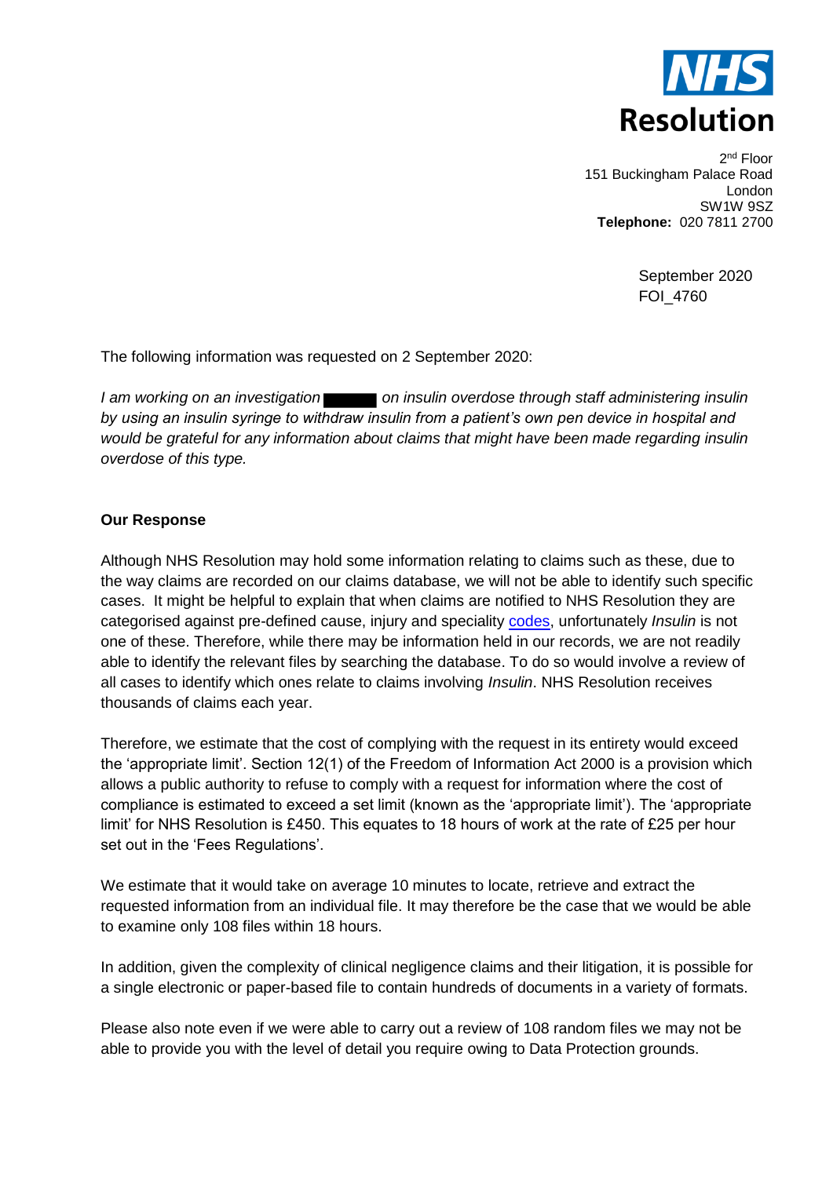**NHS**
**Resolution**

2nd Floor
151 Buckingham Palace Road
London
SW1W 9SZ
**Telephone:** 020 7811 2700

September 2020
FOI_4760

The following information was requested on 2 September 2020:

*I am working on an investigation ██████ on insulin overdose through staff administering insulin by using an insulin syringe to withdraw insulin from a patient's own pen device in hospital and would be grateful for any information about claims that might have been made regarding insulin overdose of this type.*

**Our Response**

Although NHS Resolution may hold some information relating to claims such as these, due to the way claims are recorded on our claims database, we will not be able to identify such specific cases. It might be helpful to explain that when claims are notified to NHS Resolution they are categorised against pre-defined cause, injury and speciality codes, unfortunately *Insulin* is not one of these. Therefore, while there may be information held in our records, we are not readily able to identify the relevant files by searching the database. To do so would involve a review of all cases to identify which ones relate to claims involving *Insulin*. NHS Resolution receives thousands of claims each year.

Therefore, we estimate that the cost of complying with the request in its entirety would exceed the 'appropriate limit'. Section 12(1) of the Freedom of Information Act 2000 is a provision which allows a public authority to refuse to comply with a request for information where the cost of compliance is estimated to exceed a set limit (known as the 'appropriate limit'). The 'appropriate limit' for NHS Resolution is £450. This equates to 18 hours of work at the rate of £25 per hour set out in the 'Fees Regulations'.

We estimate that it would take on average 10 minutes to locate, retrieve and extract the requested information from an individual file. It may therefore be the case that we would be able to examine only 108 files within 18 hours.

In addition, given the complexity of clinical negligence claims and their litigation, it is possible for a single electronic or paper-based file to contain hundreds of documents in a variety of formats.

Please also note even if we were able to carry out a review of 108 random files we may not be able to provide you with the level of detail you require owing to Data Protection grounds.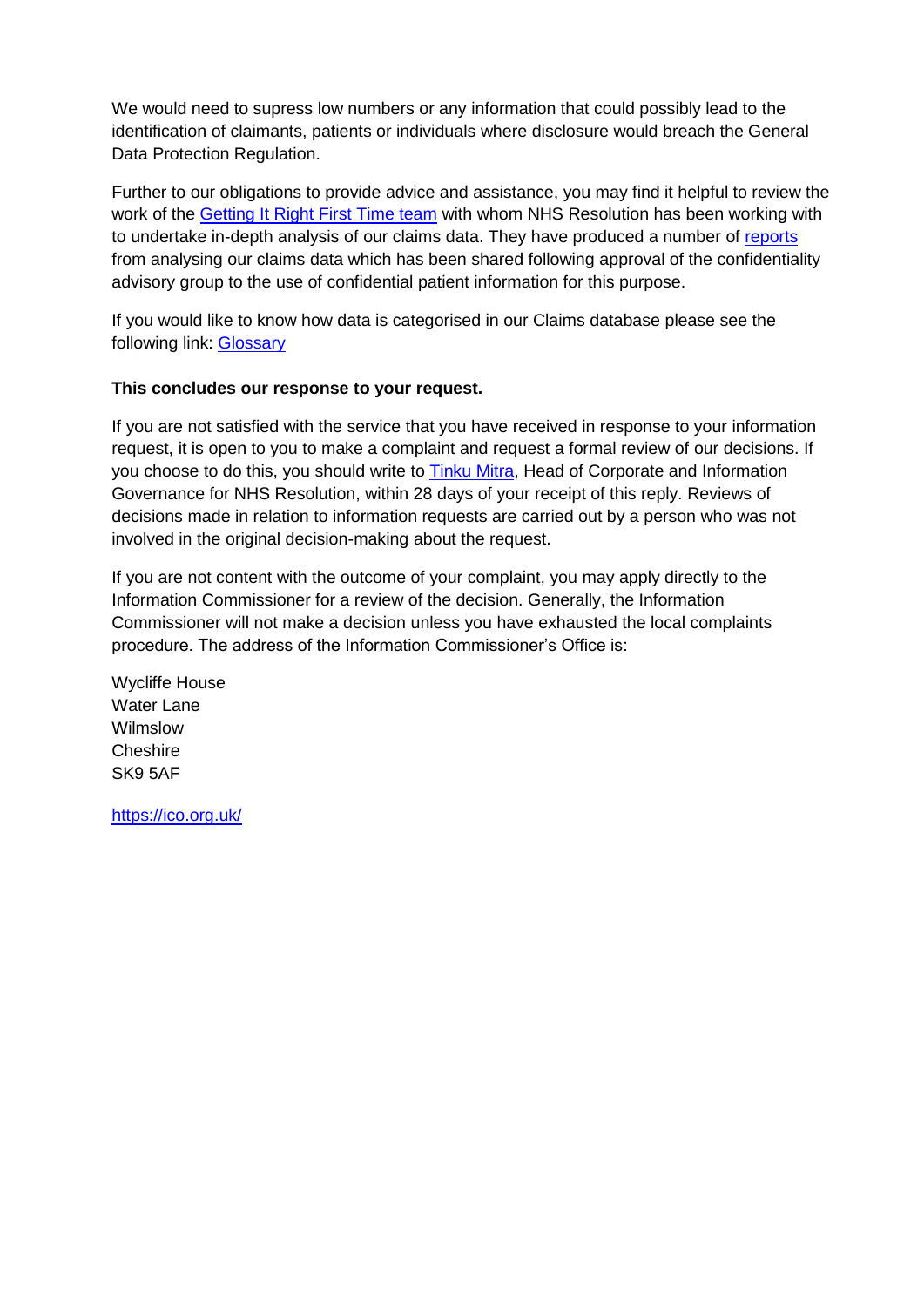We would need to supress low numbers or any information that could possibly lead to the identification of claimants, patients or individuals where disclosure would breach the General Data Protection Regulation.

Further to our obligations to provide advice and assistance, you may find it helpful to review the work of the Getting It Right First Time team with whom NHS Resolution has been working with to undertake in-depth analysis of our claims data. They have produced a number of reports from analysing our claims data which has been shared following approval of the confidentiality advisory group to the use of confidential patient information for this purpose.

If you would like to know how data is categorised in our Claims database please see the following link: Glossary

**This concludes our response to your request.**

If you are not satisfied with the service that you have received in response to your information request, it is open to you to make a complaint and request a formal review of our decisions. If you choose to do this, you should write to Tinku Mitra, Head of Corporate and Information Governance for NHS Resolution, within 28 days of your receipt of this reply. Reviews of decisions made in relation to information requests are carried out by a person who was not involved in the original decision-making about the request.

If you are not content with the outcome of your complaint, you may apply directly to the Information Commissioner for a review of the decision. Generally, the Information Commissioner will not make a decision unless you have exhausted the local complaints procedure. The address of the Information Commissioner's Office is:

Wycliffe House
Water Lane
Wilmslow
Cheshire
SK9 5AF

https://ico.org.uk/